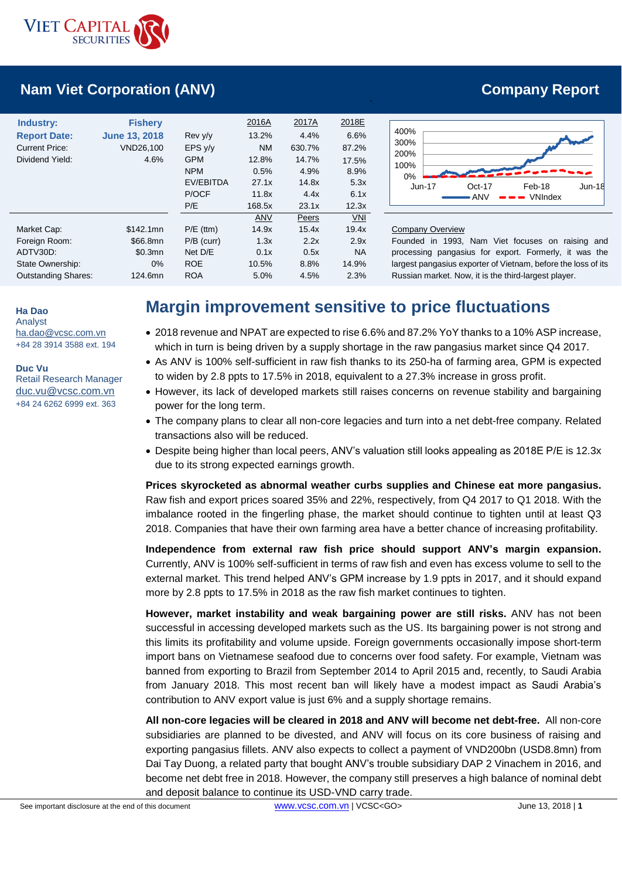# Nam Viet Corporation (ANV)

**Company Report**

| | | | 2016A | 2017A | 2018E |
|---|---|---|---|---|---|
| **Industry:** | **Fishery** | Rev y/y | 13.2% | 4.4% | 6.6% |
| **Report Date:** | **June 13, 2018** | EPS y/y | NM | 630.7% | 87.2% |
| Current Price: | VND26,100 | GPM | 12.8% | 14.7% | 17.5% |
| Dividend Yield: | 4.6% | NPM | 0.5% | 4.9% | 8.9% |
| | | EV/EBITDA | 27.1x | 14.8x | 5.3x |
| | | P/OCF | 11.8x | 4.4x | 6.1x |
| | | P/E | 168.5x | 23.1x | 12.3x |

| | | | ANV | Peers | VNI |
|---|---|---|---|---|---|
| Market Cap: | $142.1mn | P/E (ttm) | 14.9x | 15.4x | 19.4x |
| Foreign Room: | $66.8mn | P/B (curr) | 1.3x | 2.2x | 2.9x |
| ADTV30D: | $0.3mn | Net D/E | 0.1x | 0.5x | NA |
| State Ownership: | 0% | ROE | 10.5% | 8.8% | 14.9% |
| Outstanding Shares: | 124.6mn | ROA | 5.0% | 4.5% | 2.3% |

Company Overview

Founded in 1993, Nam Viet focuses on raising and processing pangasius for export. Formerly, it was the largest pangasius exporter of Vietnam, before the loss of its Russian market. Now, it is the third-largest player.

**Ha Dao**
Analyst
ha.dao@vcsc.com.vn
+84 28 3914 3588 ext. 194

**Duc Vu**
Retail Research Manager
duc.vu@vcsc.com.vn
+84 24 6262 6999 ext. 363

## Margin improvement sensitive to price fluctuations

- 2018 revenue and NPAT are expected to rise 6.6% and 87.2% YoY thanks to a 10% ASP increase, which in turn is being driven by a supply shortage in the raw pangasius market since Q4 2017.
- As ANV is 100% self-sufficient in raw fish thanks to its 250-ha of farming area, GPM is expected to widen by 2.8 ppts to 17.5% in 2018, equivalent to a 27.3% increase in gross profit.
- However, its lack of developed markets still raises concerns on revenue stability and bargaining power for the long term.
- The company plans to clear all non-core legacies and turn into a net debt-free company. Related transactions also will be reduced.
- Despite being higher than local peers, ANV's valuation still looks appealing as 2018E P/E is 12.3x due to its strong expected earnings growth.

**Prices skyrocketed as abnormal weather curbs supplies and Chinese eat more pangasius.** Raw fish and export prices soared 35% and 22%, respectively, from Q4 2017 to Q1 2018. With the imbalance rooted in the fingerling phase, the market should continue to tighten until at least Q3 2018. Companies that have their own farming area have a better chance of increasing profitability.

**Independence from external raw fish price should support ANV's margin expansion.** Currently, ANV is 100% self-sufficient in terms of raw fish and even has excess volume to sell to the external market. This trend helped ANV's GPM increase by 1.9 ppts in 2017, and it should expand more by 2.8 ppts to 17.5% in 2018 as the raw fish market continues to tighten.

**However, market instability and weak bargaining power are still risks.** ANV has not been successful in accessing developed markets such as the US. Its bargaining power is not strong and this limits its profitability and volume upside. Foreign governments occasionally impose short-term import bans on Vietnamese seafood due to concerns over food safety. For example, Vietnam was banned from exporting to Brazil from September 2014 to April 2015 and, recently, to Saudi Arabia from January 2018. This most recent ban will likely have a modest impact as Saudi Arabia's contribution to ANV export value is just 6% and a supply shortage remains.

**All non-core legacies will be cleared in 2018 and ANV will become net debt-free.** All non-core subsidiaries are planned to be divested, and ANV will focus on its core business of raising and exporting pangasius fillets. ANV also expects to collect a payment of VND200bn (USD8.8mn) from Dai Tay Duong, a related party that bought ANV's trouble subsidiary DAP 2 Vinachem in 2016, and become net debt free in 2018. However, the company still preserves a high balance of nominal debt and deposit balance to continue its USD-VND carry trade.

See important disclosure at the end of this document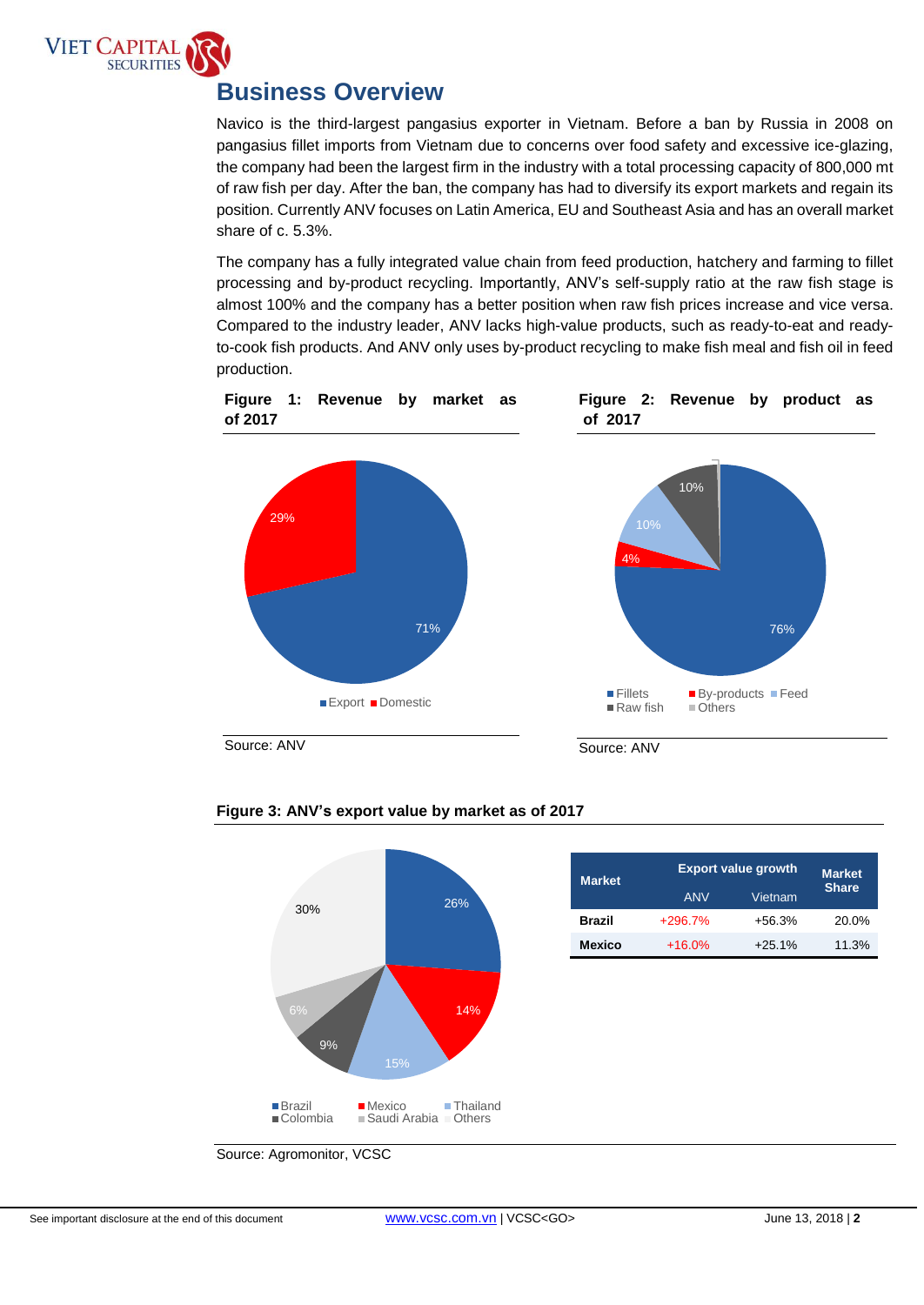# Business Overview

Navico is the third-largest pangasius exporter in Vietnam. Before a ban by Russia in 2008 on pangasius fillet imports from Vietnam due to concerns over food safety and excessive ice-glazing, the company had been the largest firm in the industry with a total processing capacity of 800,000 mt of raw fish per day. After the ban, the company has had to diversify its export markets and regain its position. Currently ANV focuses on Latin America, EU and Southeast Asia and has an overall market share of c. 5.3%.

The company has a fully integrated value chain from feed production, hatchery and farming to fillet processing and by-product recycling. Importantly, ANV's self-supply ratio at the raw fish stage is almost 100% and the company has a better position when raw fish prices increase and vice versa. Compared to the industry leader, ANV lacks high-value products, such as ready-to-eat and ready-to-cook fish products. And ANV only uses by-product recycling to make fish meal and fish oil in feed production.

**Figure 1: Revenue by market as of 2017**

| Market | Share |
|---|---|
| Export | 71% |
| Domestic | 29% |

Source: ANV

**Figure 2: Revenue by product as of 2017**

| Product | Share |
|---|---|
| Fillets | 76% |
| By-products | 4% |
| Feed | 10% |
| Raw fish | 10% |
| Others | |

Source: ANV

**Figure 3: ANV's export value by market as of 2017**

| Market | Share |
|---|---|
| Brazil | 26% |
| Mexico | 14% |
| Thailand | 15% |
| Colombia | 9% |
| Saudi Arabia | 6% |
| Others | 30% |

| Market | Export value growth | | Market Share |
|---|---|---|---|
| | ANV | Vietnam | |
| **Brazil** | +296.7% | +56.3% | 20.0% |
| **Mexico** | +16.0% | +25.1% | 11.3% |

Source: Agromonitor, VCSC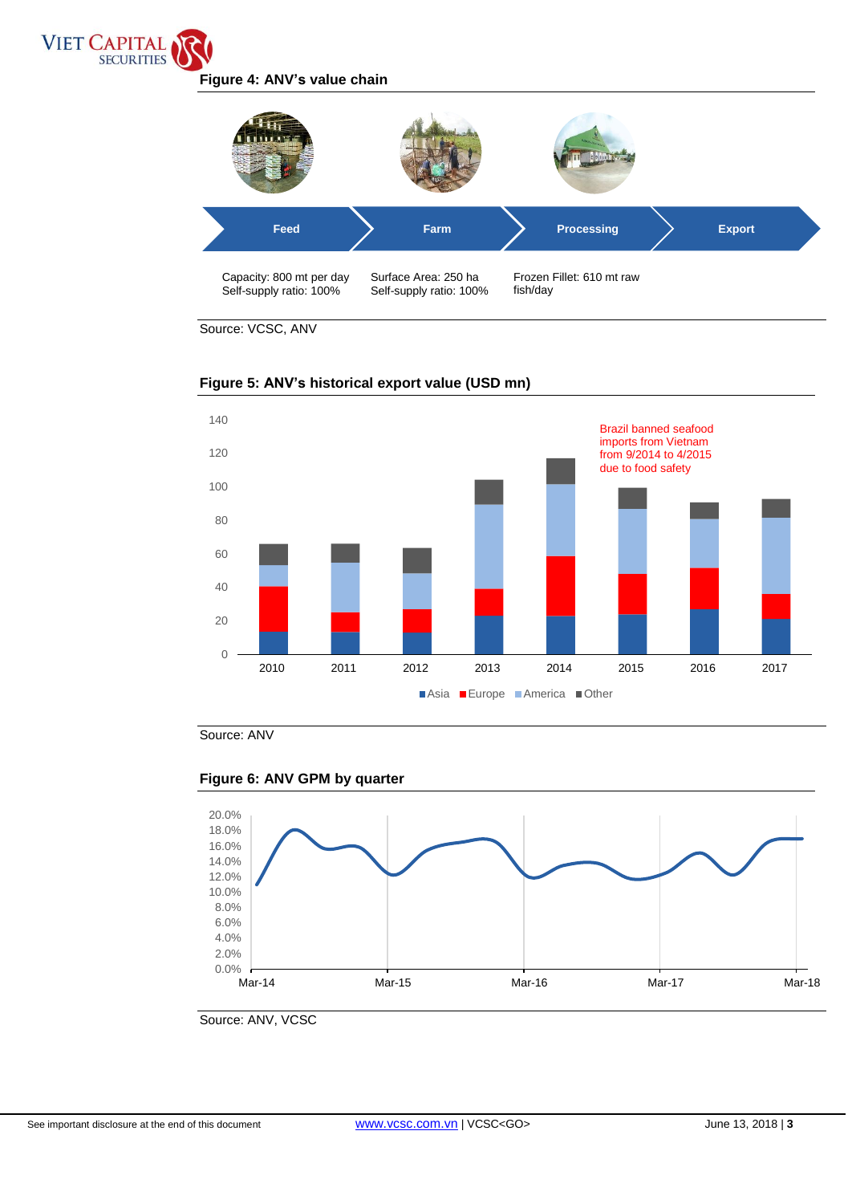**Figure 4: ANV's value chain**

| Feed | Farm | Processing | Export |
|---|---|---|---|
| Capacity: 800 mt per day<br>Self-supply ratio: 100% | Surface Area: 250 ha<br>Self-supply ratio: 100% | Frozen Fillet: 610 mt raw fish/day | |

Source: VCSC, ANV

**Figure 5: ANV's historical export value (USD mn)**

Brazil banned seafood imports from Vietnam from 9/2014 to 4/2015 due to food safety

Asia, Europe, America, Other

Source: ANV

**Figure 6: ANV GPM by quarter**

Source: ANV, VCSC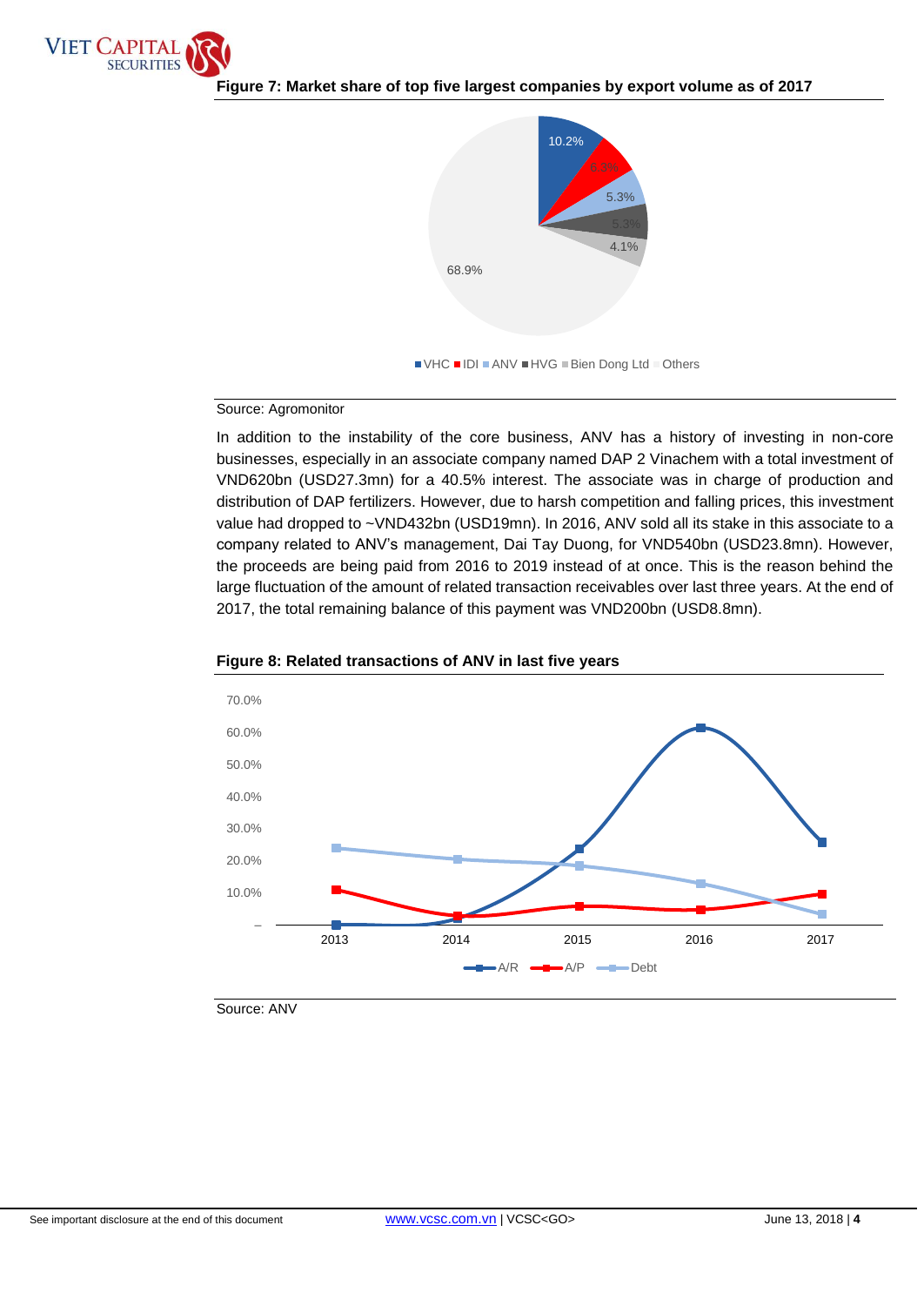**Figure 7: Market share of top five largest companies by export volume as of 2017**

Source: Agromonitor

In addition to the instability of the core business, ANV has a history of investing in non-core businesses, especially in an associate company named DAP 2 Vinachem with a total investment of VND620bn (USD27.3mn) for a 40.5% interest. The associate was in charge of production and distribution of DAP fertilizers. However, due to harsh competition and falling prices, this investment value had dropped to ~VND432bn (USD19mn). In 2016, ANV sold all its stake in this associate to a company related to ANV's management, Dai Tay Duong, for VND540bn (USD23.8mn). However, the proceeds are being paid from 2016 to 2019 instead of at once. This is the reason behind the large fluctuation of the amount of related transaction receivables over last three years. At the end of 2017, the total remaining balance of this payment was VND200bn (USD8.8mn).

**Figure 8: Related transactions of ANV in last five years**

Source: ANV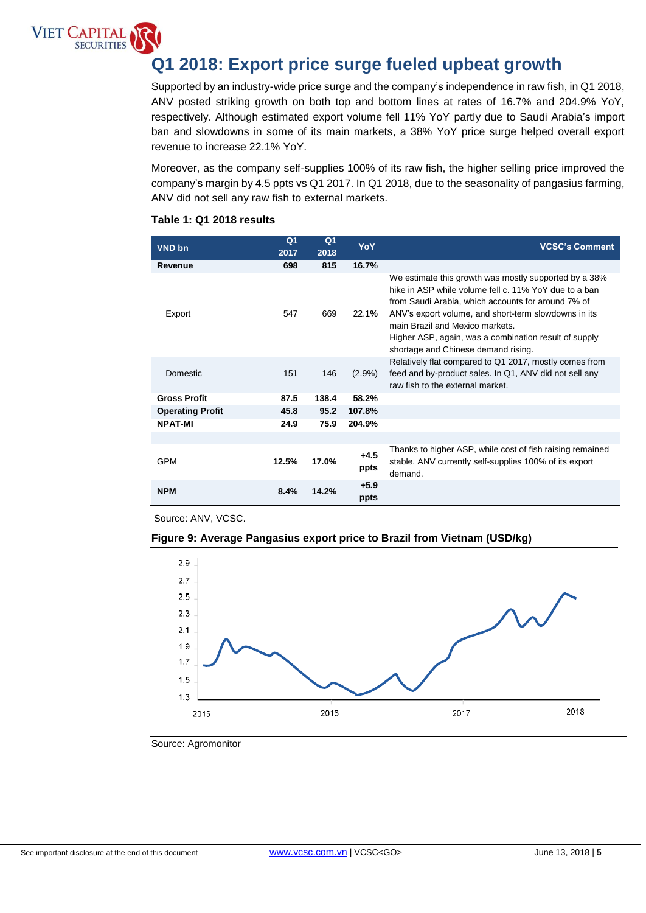# Q1 2018: Export price surge fueled upbeat growth

Supported by an industry-wide price surge and the company's independence in raw fish, in Q1 2018, ANV posted striking growth on both top and bottom lines at rates of 16.7% and 204.9% YoY, respectively. Although estimated export volume fell 11% YoY partly due to Saudi Arabia's import ban and slowdowns in some of its main markets, a 38% YoY price surge helped overall export revenue to increase 22.1% YoY.

Moreover, as the company self-supplies 100% of its raw fish, the higher selling price improved the company's margin by 4.5 ppts vs Q1 2017. In Q1 2018, due to the seasonality of pangasius farming, ANV did not sell any raw fish to external markets.

**Table 1: Q1 2018 results**

| VND bn | Q1 2017 | Q1 2018 | YoY | VCSC's Comment |
|---|---|---|---|---|
| **Revenue** | **698** | **815** | **16.7%** | |
| Export | 547 | 669 | 22.1% | We estimate this growth was mostly supported by a 38% hike in ASP while volume fell c. 11% YoY due to a ban from Saudi Arabia, which accounts for around 7% of ANV's export volume, and short-term slowdowns in its main Brazil and Mexico markets. Higher ASP, again, was a combination result of supply shortage and Chinese demand rising. |
| Domestic | 151 | 146 | (2.9%) | Relatively flat compared to Q1 2017, mostly comes from feed and by-product sales. In Q1, ANV did not sell any raw fish to the external market. |
| **Gross Profit** | **87.5** | **138.4** | **58.2%** | |
| **Operating Profit** | **45.8** | **95.2** | **107.8%** | |
| **NPAT-MI** | **24.9** | **75.9** | **204.9%** | |
| | | | | |
| GPM | **12.5%** | **17.0%** | **+4.5 ppts** | Thanks to higher ASP, while cost of fish raising remained stable. ANV currently self-supplies 100% of its export demand. |
| **NPM** | **8.4%** | **14.2%** | **+5.9 ppts** | |

Source: ANV, VCSC.

**Figure 9: Average Pangasius export price to Brazil from Vietnam (USD/kg)**

Source: Agromonitor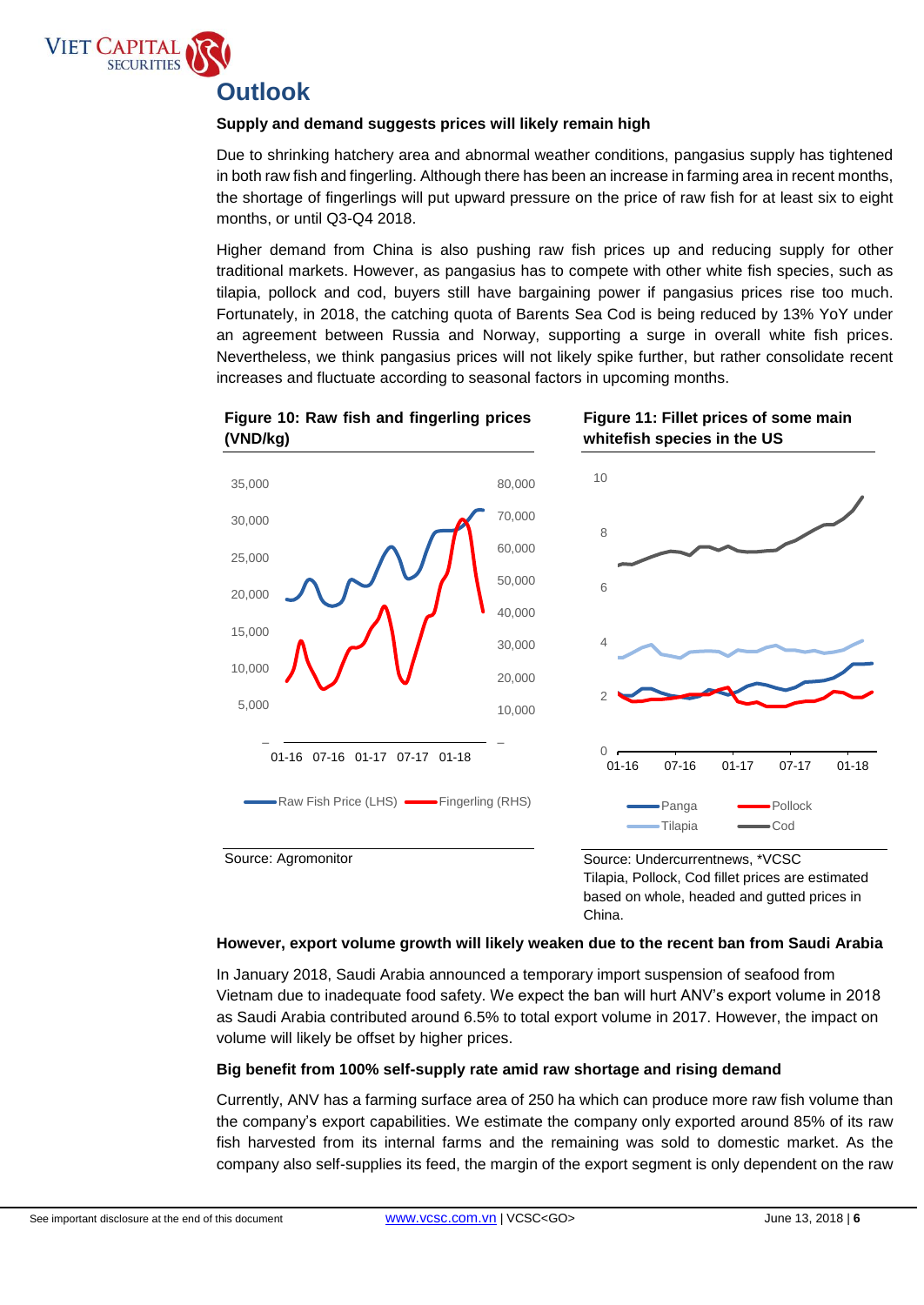# Outlook

**Supply and demand suggests prices will likely remain high**

Due to shrinking hatchery area and abnormal weather conditions, pangasius supply has tightened in both raw fish and fingerling. Although there has been an increase in farming area in recent months, the shortage of fingerlings will put upward pressure on the price of raw fish for at least six to eight months, or until Q3-Q4 2018.

Higher demand from China is also pushing raw fish prices up and reducing supply for other traditional markets. However, as pangasius has to compete with other white fish species, such as tilapia, pollock and cod, buyers still have bargaining power if pangasius prices rise too much. Fortunately, in 2018, the catching quota of Barents Sea Cod is being reduced by 13% YoY under an agreement between Russia and Norway, supporting a surge in overall white fish prices. Nevertheless, we think pangasius prices will not likely spike further, but rather consolidate recent increases and fluctuate according to seasonal factors in upcoming months.

**Figure 10: Raw fish and fingerling prices (VND/kg)**

Source: Agromonitor

**Figure 11: Fillet prices of some main whitefish species in the US**

Source: Undercurrentnews, *VCSC
Tilapia, Pollock, Cod fillet prices are estimated based on whole, headed and gutted prices in China.

**However, export volume growth will likely weaken due to the recent ban from Saudi Arabia**

In January 2018, Saudi Arabia announced a temporary import suspension of seafood from Vietnam due to inadequate food safety. We expect the ban will hurt ANV's export volume in 2018 as Saudi Arabia contributed around 6.5% to total export volume in 2017. However, the impact on volume will likely be offset by higher prices.

**Big benefit from 100% self-supply rate amid raw shortage and rising demand**

Currently, ANV has a farming surface area of 250 ha which can produce more raw fish volume than the company's export capabilities. We estimate the company only exported around 85% of its raw fish harvested from its internal farms and the remaining was sold to domestic market. As the company also self-supplies its feed, the margin of the export segment is only dependent on the raw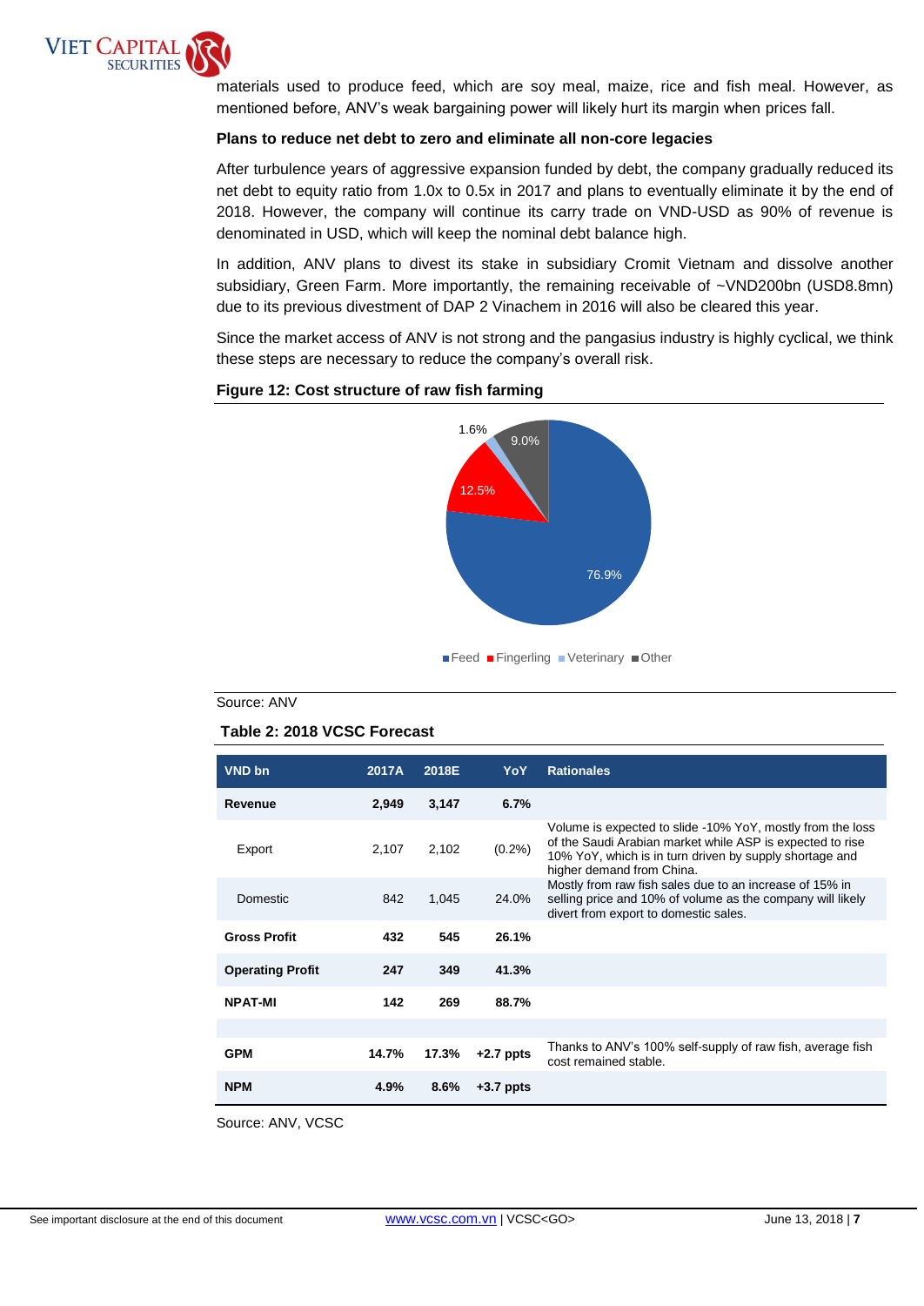materials used to produce feed, which are soy meal, maize, rice and fish meal. However, as mentioned before, ANV's weak bargaining power will likely hurt its margin when prices fall.

**Plans to reduce net debt to zero and eliminate all non-core legacies**

After turbulence years of aggressive expansion funded by debt, the company gradually reduced its net debt to equity ratio from 1.0x to 0.5x in 2017 and plans to eventually eliminate it by the end of 2018. However, the company will continue its carry trade on VND-USD as 90% of revenue is denominated in USD, which will keep the nominal debt balance high.

In addition, ANV plans to divest its stake in subsidiary Cromit Vietnam and dissolve another subsidiary, Green Farm. More importantly, the remaining receivable of ~VND200bn (USD8.8mn) due to its previous divestment of DAP 2 Vinachem in 2016 will also be cleared this year.

Since the market access of ANV is not strong and the pangasius industry is highly cyclical, we think these steps are necessary to reduce the company's overall risk.

**Figure 12: Cost structure of raw fish farming**

| Component | Share |
|---|---|
| Feed | 76.9% |
| Fingerling | 12.5% |
| Veterinary | 1.6% |
| Other | 9.0% |

Source: ANV

**Table 2: 2018 VCSC Forecast**

| VND bn | 2017A | 2018E | YoY | Rationales |
|---|---|---|---|---|
| **Revenue** | **2,949** | **3,147** | **6.7%** | |
| Export | 2,107 | 2,102 | (0.2%) | Volume is expected to slide -10% YoY, mostly from the loss of the Saudi Arabian market while ASP is expected to rise 10% YoY, which is in turn driven by supply shortage and higher demand from China. |
| Domestic | 842 | 1,045 | 24.0% | Mostly from raw fish sales due to an increase of 15% in selling price and 10% of volume as the company will likely divert from export to domestic sales. |
| **Gross Profit** | **432** | **545** | **26.1%** | |
| **Operating Profit** | **247** | **349** | **41.3%** | |
| **NPAT-MI** | **142** | **269** | **88.7%** | |
| | | | | |
| **GPM** | **14.7%** | **17.3%** | **+2.7 ppts** | Thanks to ANV's 100% self-supply of raw fish, average fish cost remained stable. |
| **NPM** | **4.9%** | **8.6%** | **+3.7 ppts** | |

Source: ANV, VCSC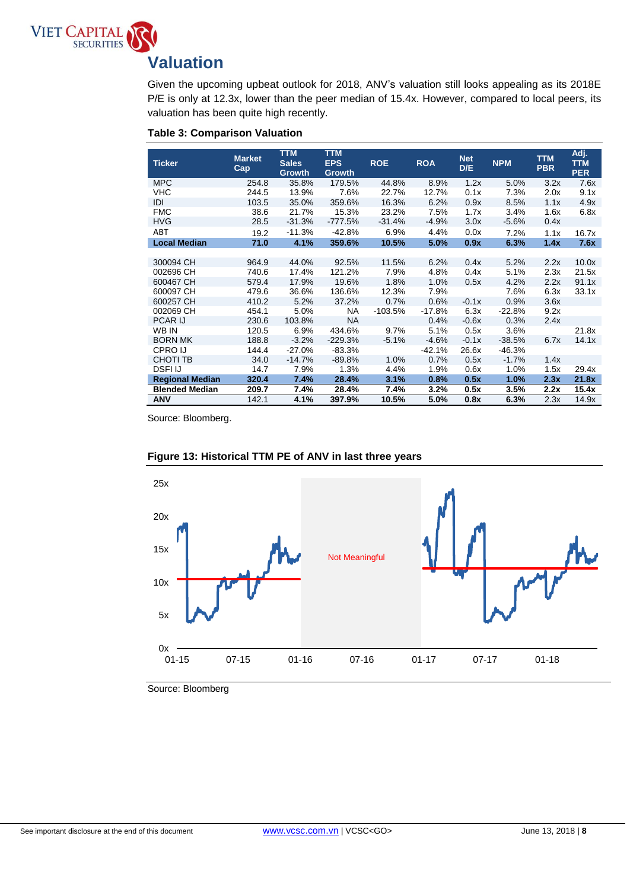## Valuation

Given the upcoming upbeat outlook for 2018, ANV's valuation still looks appealing as its 2018E P/E is only at 12.3x, lower than the peer median of 15.4x. However, compared to local peers, its valuation has been quite high recently.

**Table 3: Comparison Valuation**

| Ticker | Market Cap | TTM Sales Growth | TTM EPS Growth | ROE | ROA | Net D/E | NPM | TTM PBR | Adj. TTM PER |
|---|---|---|---|---|---|---|---|---|---|
| MPC | 254.8 | 35.8% | 179.5% | 44.8% | 8.9% | 1.2x | 5.0% | 3.2x | 7.6x |
| VHC | 244.5 | 13.9% | 7.6% | 22.7% | 12.7% | 0.1x | 7.3% | 2.0x | 9.1x |
| IDI | 103.5 | 35.0% | 359.6% | 16.3% | 6.2% | 0.9x | 8.5% | 1.1x | 4.9x |
| FMC | 38.6 | 21.7% | 15.3% | 23.2% | 7.5% | 1.7x | 3.4% | 1.6x | 6.8x |
| HVG | 28.5 | -31.3% | -777.5% | -31.4% | -4.9% | 3.0x | -5.6% | 0.4x | |
| ABT | 19.2 | -11.3% | -42.8% | 6.9% | 4.4% | 0.0x | 7.2% | 1.1x | 16.7x |
| **Local Median** | **71.0** | **4.1%** | **359.6%** | **10.5%** | **5.0%** | **0.9x** | **6.3%** | **1.4x** | **7.6x** |
| | | | | | | | | | |
| 300094 CH | 964.9 | 44.0% | 92.5% | 11.5% | 6.2% | 0.4x | 5.2% | 2.2x | 10.0x |
| 002696 CH | 740.6 | 17.4% | 121.2% | 7.9% | 4.8% | 0.4x | 5.1% | 2.3x | 21.5x |
| 600467 CH | 579.4 | 17.9% | 19.6% | 1.8% | 1.0% | 0.5x | 4.2% | 2.2x | 91.1x |
| 600097 CH | 479.6 | 36.6% | 136.6% | 12.3% | 7.9% | | 7.6% | 6.3x | 33.1x |
| 600257 CH | 410.2 | 5.2% | 37.2% | 0.7% | 0.6% | -0.1x | 0.9% | 3.6x | |
| 002069 CH | 454.1 | 5.0% | NA | -103.5% | -17.8% | 6.3x | -22.8% | 9.2x | |
| PCAR IJ | 230.6 | 103.8% | NA | | 0.4% | -0.6x | 0.3% | 2.4x | |
| WB IN | 120.5 | 6.9% | 434.6% | 9.7% | 5.1% | 0.5x | 3.6% | | 21.8x |
| BORN MK | 188.8 | -3.2% | -229.3% | -5.1% | -4.6% | -0.1x | -38.5% | 6.7x | 14.1x |
| CPRO IJ | 144.4 | -27.0% | -83.3% | | -42.1% | 26.6x | -46.3% | | |
| CHOTI TB | 34.0 | -14.7% | -89.8% | 1.0% | 0.7% | 0.5x | -1.7% | 1.4x | |
| DSFI IJ | 14.7 | 7.9% | 1.3% | 4.4% | 1.9% | 0.6x | 1.0% | 1.5x | 29.4x |
| **Regional Median** | **320.4** | **7.4%** | **28.4%** | **3.1%** | **0.8%** | **0.5x** | **1.0%** | **2.3x** | **21.8x** |
| **Blended Median** | **209.7** | **7.4%** | **28.4%** | **7.4%** | **3.2%** | **0.5x** | **3.5%** | **2.2x** | **15.4x** |
| **ANV** | 142.1 | 4.1% | 397.9% | 10.5% | 5.0% | 0.8x | 6.3% | 2.3x | 14.9x |

Source: Bloomberg.

**Figure 13: Historical TTM PE of ANV in last three years**

Source: Bloomberg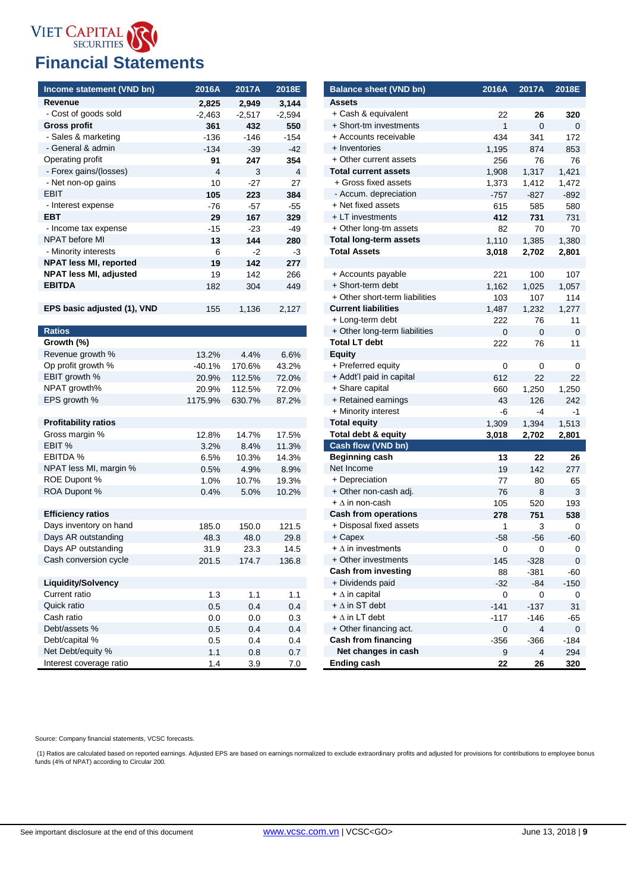# Financial Statements

| Income statement (VND bn) | 2016A | 2017A | 2018E |
|---|---|---|---|
| **Revenue** | **2,825** | **2,949** | **3,144** |
| - Cost of goods sold | -2,463 | -2,517 | -2,594 |
| **Gross profit** | **361** | **432** | **550** |
| - Sales & marketing | -136 | -146 | -154 |
| - General & admin | -134 | -39 | -42 |
| Operating profit | **91** | **247** | **354** |
| - Forex gains/(losses) | 4 | 3 | 4 |
| - Net non-op gains | 10 | -27 | 27 |
| EBIT | **105** | **223** | **384** |
| - Interest expense | -76 | -57 | -55 |
| **EBT** | **29** | **167** | **329** |
| - Income tax expense | -15 | -23 | -49 |
| NPAT before MI | **13** | **144** | **280** |
| - Minority interests | 6 | -2 | -3 |
| **NPAT less MI, reported** | **19** | **142** | **277** |
| **NPAT less MI, adjusted** | 19 | 142 | 266 |
| **EBITDA** | 182 | 304 | 449 |
| | | | |
| **EPS basic adjusted (1), VND** | 155 | 1,136 | 2,127 |

| Ratios | | | |
|---|---|---|---|
| **Growth (%)** | | | |
| Revenue growth % | 13.2% | 4.4% | 6.6% |
| Op profit growth % | -40.1% | 170.6% | 43.2% |
| EBIT growth % | 20.9% | 112.5% | 72.0% |
| NPAT growth% | 20.9% | 112.5% | 72.0% |
| EPS growth % | 1175.9% | 630.7% | 87.2% |
| | | | |
| **Profitability ratios** | | | |
| Gross margin % | 12.8% | 14.7% | 17.5% |
| EBIT % | 3.2% | 8.4% | 11.3% |
| EBITDA % | 6.5% | 10.3% | 14.3% |
| NPAT less MI, margin % | 0.5% | 4.9% | 8.9% |
| ROE Dupont % | 1.0% | 10.7% | 19.3% |
| ROA Dupont % | 0.4% | 5.0% | 10.2% |
| | | | |
| **Efficiency ratios** | | | |
| Days inventory on hand | 185.0 | 150.0 | 121.5 |
| Days AR outstanding | 48.3 | 48.0 | 29.8 |
| Days AP outstanding | 31.9 | 23.3 | 14.5 |
| Cash conversion cycle | 201.5 | 174.7 | 136.8 |
| | | | |
| **Liquidity/Solvency** | | | |
| Current ratio | 1.3 | 1.1 | 1.1 |
| Quick ratio | 0.5 | 0.4 | 0.4 |
| Cash ratio | 0.0 | 0.0 | 0.3 |
| Debt/assets % | 0.5 | 0.4 | 0.4 |
| Debt/capital % | 0.5 | 0.4 | 0.4 |
| Net Debt/equity % | 1.1 | 0.8 | 0.7 |
| Interest coverage ratio | 1.4 | 3.9 | 7.0 |

| Balance sheet (VND bn) | 2016A | 2017A | 2018E |
|---|---|---|---|
| **Assets** | | | |
| + Cash & equivalent | 22 | **26** | **320** |
| + Short-tm investments | 1 | 0 | 0 |
| + Accounts receivable | 434 | 341 | 172 |
| + Inventories | 1,195 | 874 | 853 |
| + Other current assets | 256 | 76 | 76 |
| **Total current assets** | 1,908 | 1,317 | 1,421 |
| + Gross fixed assets | 1,373 | 1,412 | 1,472 |
| - Accum. depreciation | -757 | -827 | -892 |
| + Net fixed assets | 615 | 585 | 580 |
| + LT investments | **412** | **731** | **731** |
| + Other long-tm assets | 82 | 70 | 70 |
| **Total long-term assets** | 1,110 | 1,385 | 1,380 |
| **Total Assets** | **3,018** | **2,702** | **2,801** |
| | | | |
| + Accounts payable | 221 | 100 | 107 |
| + Short-term debt | 1,162 | 1,025 | 1,057 |
| + Other short-term liabilities | 103 | 107 | 114 |
| **Current liabilities** | 1,487 | 1,232 | 1,277 |
| + Long-term debt | 222 | 76 | 11 |
| + Other long-term liabilities | 0 | 0 | 0 |
| **Total LT debt** | 222 | 76 | 11 |
| **Equity** | | | |
| + Preferred equity | 0 | 0 | 0 |
| + Addt'l paid in capital | 612 | 22 | 22 |
| + Share capital | 660 | 1,250 | 1,250 |
| + Retained earnings | 43 | 126 | 242 |
| + Minority interest | -6 | -4 | -1 |
| **Total equity** | 1,309 | 1,394 | 1,513 |
| **Total debt & equity** | **3,018** | **2,702** | **2,801** |

| Cash flow (VND bn) | 2016A | 2017A | 2018E |
|---|---|---|---|
| **Beginning cash** | **13** | **22** | **26** |
| Net Income | 19 | 142 | 277 |
| + Depreciation | 77 | 80 | 65 |
| + Other non-cash adj. | 76 | 8 | 3 |
| + ∆ in non-cash | 105 | 520 | 193 |
| **Cash from operations** | **278** | **751** | **538** |
| + Disposal fixed assets | 1 | 3 | 0 |
| + Capex | -58 | -56 | -60 |
| + ∆ in investments | 0 | 0 | 0 |
| + Other investments | 145 | -328 | 0 |
| **Cash from investing** | 88 | -381 | -60 |
| + Dividends paid | -32 | -84 | -150 |
| + ∆ in capital | 0 | 0 | 0 |
| + ∆ in ST debt | -141 | -137 | 31 |
| + ∆ in LT debt | -117 | -146 | -65 |
| + Other financing act. | 0 | 4 | 0 |
| **Cash from financing** | -356 | -366 | -184 |
| **Net changes in cash** | 9 | 4 | 294 |
| **Ending cash** | **22** | **26** | **320** |

Source: Company financial statements, VCSC forecasts.

(1) Ratios are calculated based on reported earnings. Adjusted EPS are based on earnings normalized to exclude extraordinary profits and adjusted for provisions for contributions to employee bonus funds (4% of NPAT) according to Circular 200.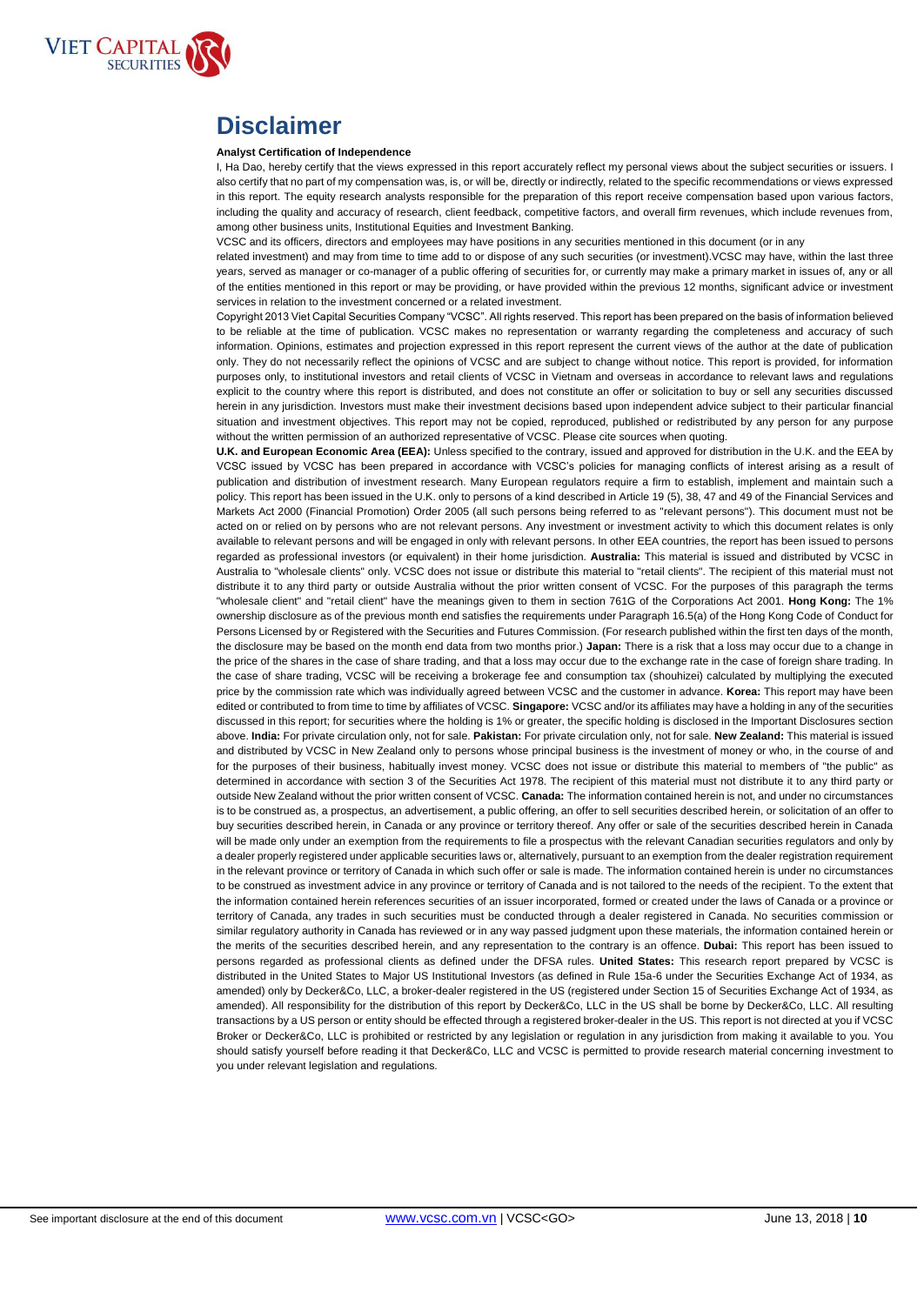# Disclaimer

**Analyst Certification of Independence**

I, Ha Dao, hereby certify that the views expressed in this report accurately reflect my personal views about the subject securities or issuers. I also certify that no part of my compensation was, is, or will be, directly or indirectly, related to the specific recommendations or views expressed in this report. The equity research analysts responsible for the preparation of this report receive compensation based upon various factors, including the quality and accuracy of research, client feedback, competitive factors, and overall firm revenues, which include revenues from, among other business units, Institutional Equities and Investment Banking.

VCSC and its officers, directors and employees may have positions in any securities mentioned in this document (or in any related investment) and may from time to time add to or dispose of any such securities (or investment).VCSC may have, within the last three years, served as manager or co-manager of a public offering of securities for, or currently may make a primary market in issues of, any or all of the entities mentioned in this report or may be providing, or have provided within the previous 12 months, significant advice or investment services in relation to the investment concerned or a related investment.

Copyright 2013 Viet Capital Securities Company "VCSC". All rights reserved. This report has been prepared on the basis of information believed to be reliable at the time of publication. VCSC makes no representation or warranty regarding the completeness and accuracy of such information. Opinions, estimates and projection expressed in this report represent the current views of the author at the date of publication only. They do not necessarily reflect the opinions of VCSC and are subject to change without notice. This report is provided, for information purposes only, to institutional investors and retail clients of VCSC in Vietnam and overseas in accordance to relevant laws and regulations explicit to the country where this report is distributed, and does not constitute an offer or solicitation to buy or sell any securities discussed herein in any jurisdiction. Investors must make their investment decisions based upon independent advice subject to their particular financial situation and investment objectives. This report may not be copied, reproduced, published or redistributed by any person for any purpose without the written permission of an authorized representative of VCSC. Please cite sources when quoting.

**U.K. and European Economic Area (EEA):** Unless specified to the contrary, issued and approved for distribution in the U.K. and the EEA by VCSC issued by VCSC has been prepared in accordance with VCSC's policies for managing conflicts of interest arising as a result of publication and distribution of investment research. Many European regulators require a firm to establish, implement and maintain such a policy. This report has been issued in the U.K. only to persons of a kind described in Article 19 (5), 38, 47 and 49 of the Financial Services and Markets Act 2000 (Financial Promotion) Order 2005 (all such persons being referred to as "relevant persons"). This document must not be acted on or relied on by persons who are not relevant persons. Any investment or investment activity to which this document relates is only available to relevant persons and will be engaged in only with relevant persons. In other EEA countries, the report has been issued to persons regarded as professional investors (or equivalent) in their home jurisdiction. **Australia:** This material is issued and distributed by VCSC in Australia to "wholesale clients" only. VCSC does not issue or distribute this material to "retail clients". The recipient of this material must not distribute it to any third party or outside Australia without the prior written consent of VCSC. For the purposes of this paragraph the terms "wholesale client" and "retail client" have the meanings given to them in section 761G of the Corporations Act 2001. **Hong Kong:** The 1% ownership disclosure as of the previous month end satisfies the requirements under Paragraph 16.5(a) of the Hong Kong Code of Conduct for Persons Licensed by or Registered with the Securities and Futures Commission. (For research published within the first ten days of the month, the disclosure may be based on the month end data from two months prior.) **Japan:** There is a risk that a loss may occur due to a change in the price of the shares in the case of share trading, and that a loss may occur due to the exchange rate in the case of foreign share trading. In the case of share trading, VCSC will be receiving a brokerage fee and consumption tax (shouhizei) calculated by multiplying the executed price by the commission rate which was individually agreed between VCSC and the customer in advance. **Korea:** This report may have been edited or contributed to from time to time by affiliates of VCSC. **Singapore:** VCSC and/or its affiliates may have a holding in any of the securities discussed in this report; for securities where the holding is 1% or greater, the specific holding is disclosed in the Important Disclosures section above. **India:** For private circulation only, not for sale. **Pakistan:** For private circulation only, not for sale. **New Zealand:** This material is issued and distributed by VCSC in New Zealand only to persons whose principal business is the investment of money or who, in the course of and for the purposes of their business, habitually invest money. VCSC does not issue or distribute this material to members of "the public" as determined in accordance with section 3 of the Securities Act 1978. The recipient of this material must not distribute it to any third party or outside New Zealand without the prior written consent of VCSC. **Canada:** The information contained herein is not, and under no circumstances is to be construed as, a prospectus, an advertisement, a public offering, an offer to sell securities described herein, or solicitation of an offer to buy securities described herein, in Canada or any province or territory thereof. Any offer or sale of the securities described herein in Canada will be made only under an exemption from the requirements to file a prospectus with the relevant Canadian securities regulators and only by a dealer properly registered under applicable securities laws or, alternatively, pursuant to an exemption from the dealer registration requirement in the relevant province or territory of Canada in which such offer or sale is made. The information contained herein is under no circumstances to be construed as investment advice in any province or territory of Canada and is not tailored to the needs of the recipient. To the extent that the information contained herein references securities of an issuer incorporated, formed or created under the laws of Canada or a province or territory of Canada, any trades in such securities must be conducted through a dealer registered in Canada. No securities commission or similar regulatory authority in Canada has reviewed or in any way passed judgment upon these materials, the information contained herein or the merits of the securities described herein, and any representation to the contrary is an offence. **Dubai:** This report has been issued to persons regarded as professional clients as defined under the DFSA rules. **United States:** This research report prepared by VCSC is distributed in the United States to Major US Institutional Investors (as defined in Rule 15a-6 under the Securities Exchange Act of 1934, as amended) only by Decker&Co, LLC, a broker-dealer registered in the US (registered under Section 15 of Securities Exchange Act of 1934, as amended). All responsibility for the distribution of this report by Decker&Co, LLC in the US shall be borne by Decker&Co, LLC. All resulting transactions by a US person or entity should be effected through a registered broker-dealer in the US. This report is not directed at you if VCSC Broker or Decker&Co, LLC is prohibited or restricted by any legislation or regulation in any jurisdiction from making it available to you. You should satisfy yourself before reading it that Decker&Co, LLC and VCSC is permitted to provide research material concerning investment to you under relevant legislation and regulations.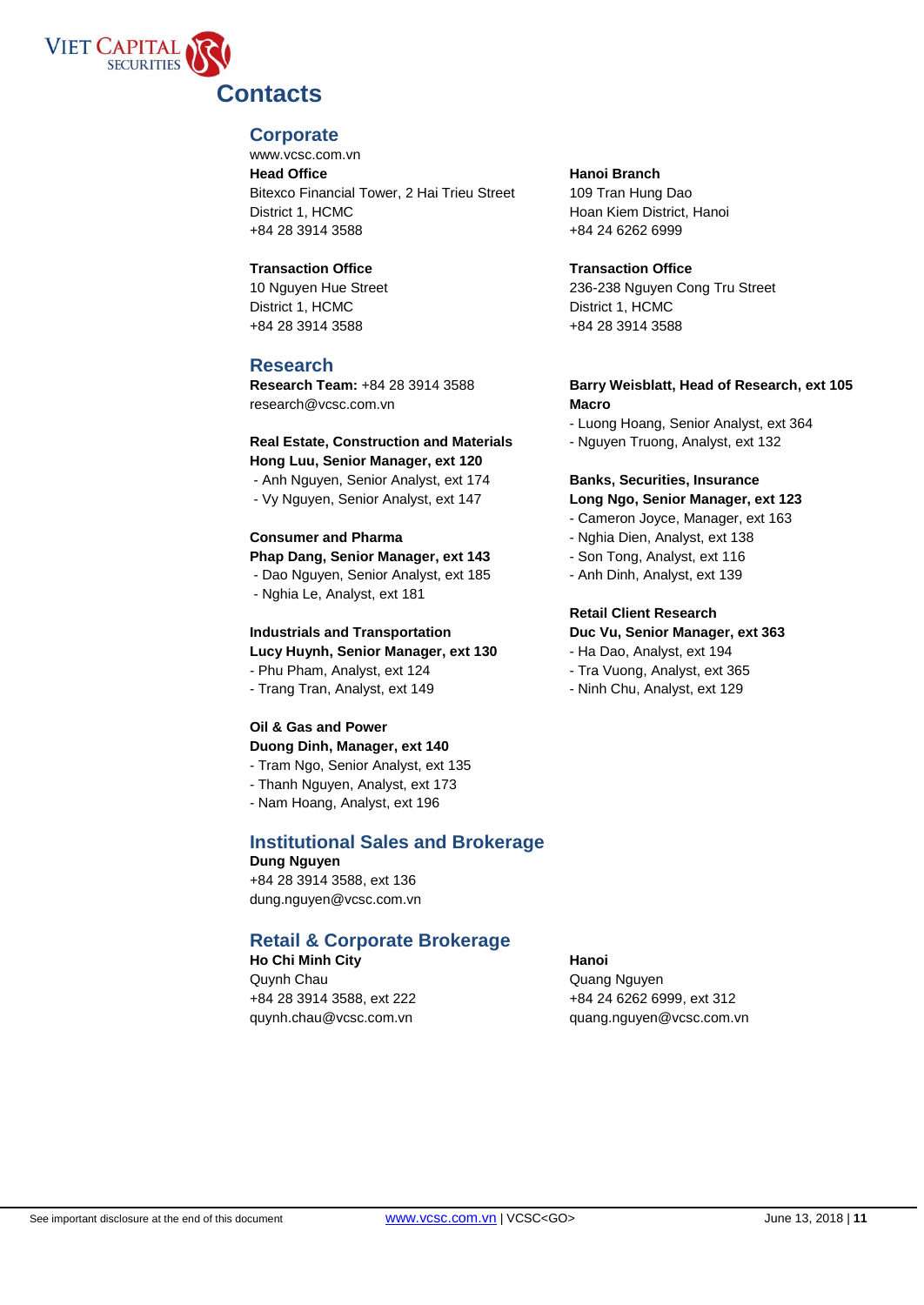# Contacts

## Corporate

www.vcsc.com.vn

**Head Office**
Bitexco Financial Tower, 2 Hai Trieu Street
District 1, HCMC
+84 28 3914 3588

**Transaction Office**
10 Nguyen Hue Street
District 1, HCMC
+84 28 3914 3588

**Hanoi Branch**
109 Tran Hung Dao
Hoan Kiem District, Hanoi
+84 24 6262 6999

**Transaction Office**
236-238 Nguyen Cong Tru Street
District 1, HCMC
+84 28 3914 3588

## Research

**Research Team:** +84 28 3914 3588
research@vcsc.com.vn

**Real Estate, Construction and Materials**
**Hong Luu, Senior Manager, ext 120**
- Anh Nguyen, Senior Analyst, ext 174
- Vy Nguyen, Senior Analyst, ext 147

**Consumer and Pharma**
**Phap Dang, Senior Manager, ext 143**
- Dao Nguyen, Senior Analyst, ext 185
- Nghia Le, Analyst, ext 181

**Industrials and Transportation**
**Lucy Huynh, Senior Manager, ext 130**
- Phu Pham, Analyst, ext 124
- Trang Tran, Analyst, ext 149

**Oil & Gas and Power**
**Duong Dinh, Manager, ext 140**
- Tram Ngo, Senior Analyst, ext 135
- Thanh Nguyen, Analyst, ext 173
- Nam Hoang, Analyst, ext 196

**Barry Weisblatt, Head of Research, ext 105**

**Macro**
- Luong Hoang, Senior Analyst, ext 364
- Nguyen Truong, Analyst, ext 132

**Banks, Securities, Insurance**
**Long Ngo, Senior Manager, ext 123**
- Cameron Joyce, Manager, ext 163
- Nghia Dien, Analyst, ext 138
- Son Tong, Analyst, ext 116
- Anh Dinh, Analyst, ext 139

**Retail Client Research**
**Duc Vu, Senior Manager, ext 363**
- Ha Dao, Analyst, ext 194
- Tra Vuong, Analyst, ext 365
- Ninh Chu, Analyst, ext 129

## Institutional Sales and Brokerage

**Dung Nguyen**
+84 28 3914 3588, ext 136
dung.nguyen@vcsc.com.vn

## Retail & Corporate Brokerage

**Ho Chi Minh City**
Quynh Chau
+84 28 3914 3588, ext 222
quynh.chau@vcsc.com.vn

**Hanoi**
Quang Nguyen
+84 24 6262 6999, ext 312
quang.nguyen@vcsc.com.vn